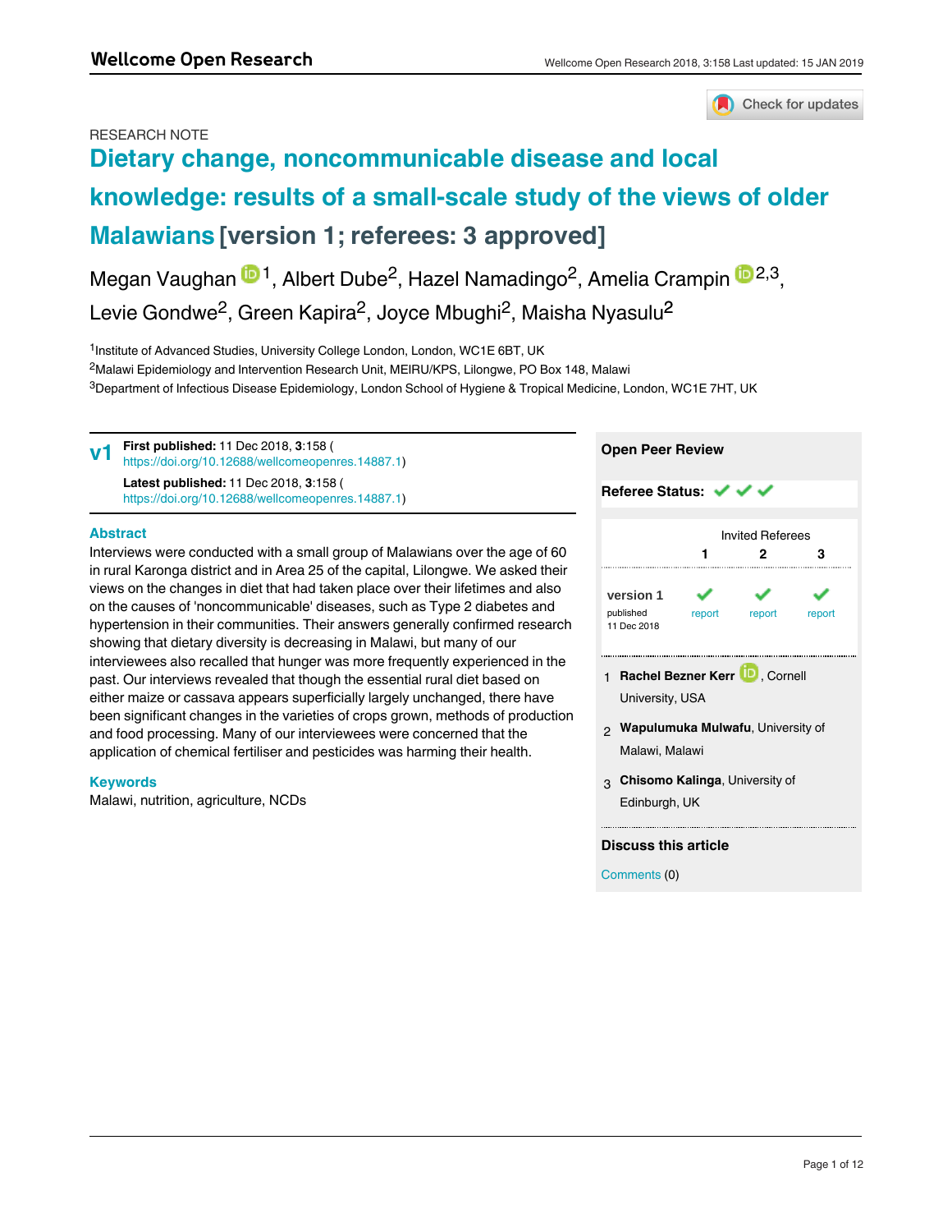RESEARCH NOTE

# Dietary change, noncommunicable disease and local knowledge: results of a small-scale study of the views of older Malawians [version 1; referees: 3 approved]

Megan Vaughan [1], Albert Dube [2], Hazel Namadingo [2], Amelia Crampin [2,3], Levie Gondwe [2], Green Kapira [2], Joyce Mbughi [2], Maisha Nyasulu [2]

[1]Institute of Advanced Studies, University College London, London, WC1E 6BT, UK
[2]Malawi Epidemiology and Intervention Research Unit, MEIRU/KPS, Lilongwe, PO Box 148, Malawi
[3]Department of Infectious Disease Epidemiology, London School of Hygiene & Tropical Medicine, London, WC1E 7HT, UK

**v1** **First published:** 11 Dec 2018, **3**:158 (https://doi.org/10.12688/wellcomeopenres.14887.1)
**Latest published:** 11 Dec 2018, **3**:158 (https://doi.org/10.12688/wellcomeopenres.14887.1)

## Abstract

Interviews were conducted with a small group of Malawians over the age of 60 in rural Karonga district and in Area 25 of the capital, Lilongwe. We asked their views on the changes in diet that had taken place over their lifetimes and also on the causes of 'noncommunicable' diseases, such as Type 2 diabetes and hypertension in their communities. Their answers generally confirmed research showing that dietary diversity is decreasing in Malawi, but many of our interviewees also recalled that hunger was more frequently experienced in the past. Our interviews revealed that though the essential rural diet based on either maize or cassava appears superficially largely unchanged, there have been significant changes in the varieties of crops grown, methods of production and food processing. Many of our interviewees were concerned that the application of chemical fertiliser and pesticides was harming their health.

## Keywords

Malawi, nutrition, agriculture, NCDs

## Open Peer Review

**Referee Status:** ✔ ✔ ✔

| | Invited Referees | | |
|---|---|---|---|
| | 1 | 2 | 3 |
| version 1 published 11 Dec 2018 | ✔ report | ✔ report | ✔ report |

1. **Rachel Bezner Kerr**, Cornell University, USA
2. **Wapulumuka Mulwafu**, University of Malawi, Malawi
3. **Chisomo Kalinga**, University of Edinburgh, UK

## Discuss this article

Comments (0)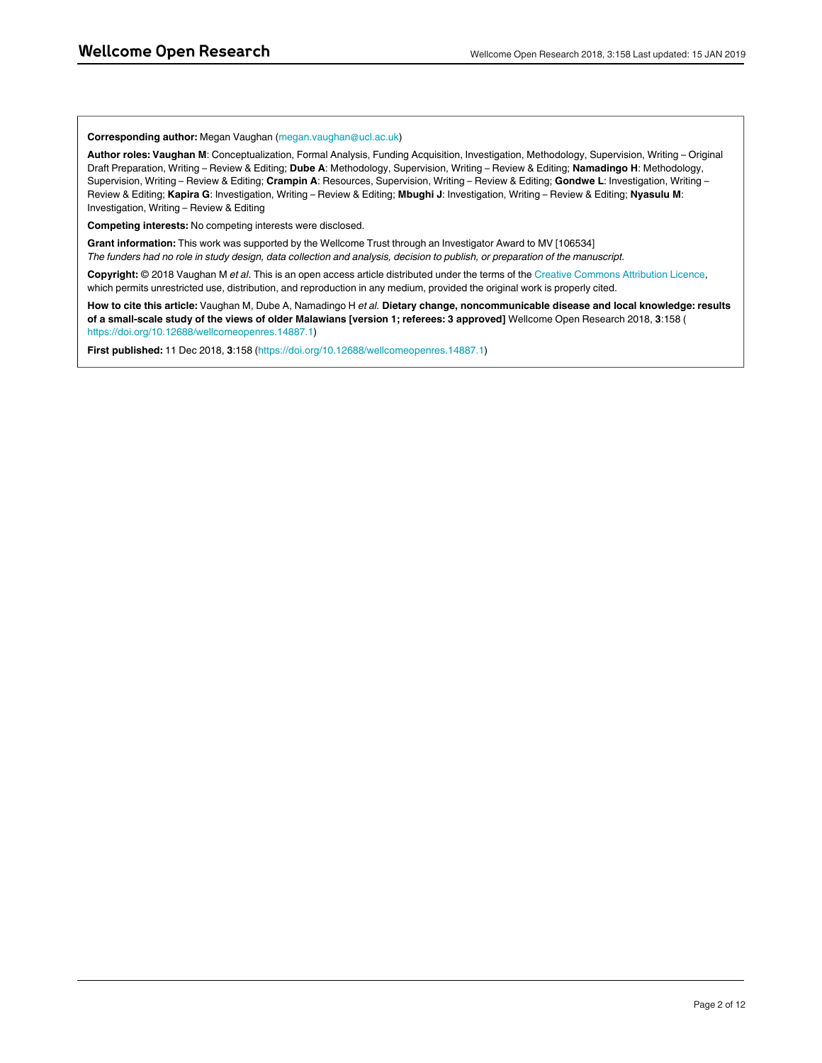**Corresponding author:** Megan Vaughan (megan.vaughan@ucl.ac.uk)

**Author roles: Vaughan M**: Conceptualization, Formal Analysis, Funding Acquisition, Investigation, Methodology, Supervision, Writing – Original Draft Preparation, Writing – Review & Editing; **Dube A**: Methodology, Supervision, Writing – Review & Editing; **Namadingo H**: Methodology, Supervision, Writing – Review & Editing; **Crampin A**: Resources, Supervision, Writing – Review & Editing; **Gondwe L**: Investigation, Writing – Review & Editing; **Kapira G**: Investigation, Writing – Review & Editing; **Mbughi J**: Investigation, Writing – Review & Editing; **Nyasulu M**: Investigation, Writing – Review & Editing

**Competing interests:** No competing interests were disclosed.

**Grant information:** This work was supported by the Wellcome Trust through an Investigator Award to MV [106534]
*The funders had no role in study design, data collection and analysis, decision to publish, or preparation of the manuscript.*

**Copyright:** © 2018 Vaughan M *et al*. This is an open access article distributed under the terms of the Creative Commons Attribution Licence, which permits unrestricted use, distribution, and reproduction in any medium, provided the original work is properly cited.

**How to cite this article:** Vaughan M, Dube A, Namadingo H *et al.* **Dietary change, noncommunicable disease and local knowledge: results of a small-scale study of the views of older Malawians [version 1; referees: 3 approved]** Wellcome Open Research 2018, **3**:158 (https://doi.org/10.12688/wellcomeopenres.14887.1)

**First published:** 11 Dec 2018, **3**:158 (https://doi.org/10.12688/wellcomeopenres.14887.1)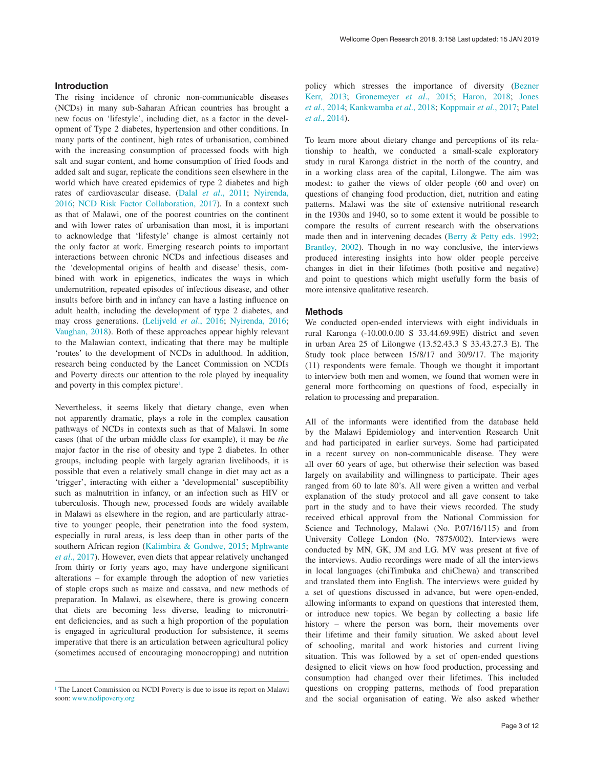## Introduction

The rising incidence of chronic non-communicable diseases (NCDs) in many sub-Saharan African countries has brought a new focus on 'lifestyle', including diet, as a factor in the development of Type 2 diabetes, hypertension and other conditions. In many parts of the continent, high rates of urbanisation, combined with the increasing consumption of processed foods with high salt and sugar content, and home consumption of fried foods and added salt and sugar, replicate the conditions seen elsewhere in the world which have created epidemics of type 2 diabetes and high rates of cardiovascular disease. (Dalal *et al*., 2011; Nyirenda, 2016; NCD Risk Factor Collaboration, 2017). In a context such as that of Malawi, one of the poorest countries on the continent and with lower rates of urbanisation than most, it is important to acknowledge that 'lifestyle' change is almost certainly not the only factor at work. Emerging research points to important interactions between chronic NCDs and infectious diseases and the 'developmental origins of health and disease' thesis, combined with work in epigenetics, indicates the ways in which undernutrition, repeated episodes of infectious disease, and other insults before birth and in infancy can have a lasting influence on adult health, including the development of type 2 diabetes, and may cross generations. (Lelijveld *et al*., 2016; Nyirenda, 2016; Vaughan, 2018). Both of these approaches appear highly relevant to the Malawian context, indicating that there may be multiple 'routes' to the development of NCDs in adulthood. In addition, research being conducted by the Lancet Commission on NCDIs and Poverty directs our attention to the role played by inequality and poverty in this complex picture[1].

Nevertheless, it seems likely that dietary change, even when not apparently dramatic, plays a role in the complex causation pathways of NCDs in contexts such as that of Malawi. In some cases (that of the urban middle class for example), it may be *the* major factor in the rise of obesity and type 2 diabetes. In other groups, including people with largely agrarian livelihoods, it is possible that even a relatively small change in diet may act as a 'trigger', interacting with either a 'developmental' susceptibility such as malnutrition in infancy, or an infection such as HIV or tuberculosis. Though new, processed foods are widely available in Malawi as elsewhere in the region, and are particularly attractive to younger people, their penetration into the food system, especially in rural areas, is less deep than in other parts of the southern African region (Kalimbira & Gondwe, 2015; Mphwante *et al*., 2017). However, even diets that appear relatively unchanged from thirty or forty years ago, may have undergone significant alterations – for example through the adoption of new varieties of staple crops such as maize and cassava, and new methods of preparation. In Malawi, as elsewhere, there is growing concern that diets are becoming less diverse, leading to micronutrient deficiencies, and as such a high proportion of the population is engaged in agricultural production for subsistence, it seems imperative that there is an articulation between agricultural policy (sometimes accused of encouraging monocropping) and nutrition policy which stresses the importance of diversity (Bezner Kerr, 2013; Gronemeyer *et al*., 2015; Haron, 2018; Jones *et al*., 2014; Kankwamba *et al*., 2018; Koppmair *et al*., 2017; Patel *et al*., 2014).

To learn more about dietary change and perceptions of its relationship to health, we conducted a small-scale exploratory study in rural Karonga district in the north of the country, and in a working class area of the capital, Lilongwe. The aim was modest: to gather the views of older people (60 and over) on questions of changing food production, diet, nutrition and eating patterns. Malawi was the site of extensive nutritional research in the 1930s and 1940, so to some extent it would be possible to compare the results of current research with the observations made then and in intervening decades (Berry & Petty eds. 1992; Brantley, 2002). Though in no way conclusive, the interviews produced interesting insights into how older people perceive changes in diet in their lifetimes (both positive and negative) and point to questions which might usefully form the basis of more intensive qualitative research.

## Methods

We conducted open-ended interviews with eight individuals in rural Karonga (-10.00.0.00 S 33.44.69.99E) district and seven in urban Area 25 of Lilongwe (13.52.43.3 S 33.43.27.3 E). The Study took place between 15/8/17 and 30/9/17. The majority (11) respondents were female. Though we thought it important to interview both men and women, we found that women were in general more forthcoming on questions of food, especially in relation to processing and preparation.

All of the informants were identified from the database held by the Malawi Epidemiology and intervention Research Unit and had participated in earlier surveys. Some had participated in a recent survey on non-communicable disease. They were all over 60 years of age, but otherwise their selection was based largely on availability and willingness to participate. Their ages ranged from 60 to late 80's. All were given a written and verbal explanation of the study protocol and all gave consent to take part in the study and to have their views recorded. The study received ethical approval from the National Commission for Science and Technology, Malawi (No. P.07/16/115) and from University College London (No. 7875/002). Interviews were conducted by MN, GK, JM and LG. MV was present at five of the interviews. Audio recordings were made of all the interviews in local languages (chiTimbuka and chiChewa) and transcribed and translated them into English. The interviews were guided by a set of questions discussed in advance, but were open-ended, allowing informants to expand on questions that interested them, or introduce new topics. We began by collecting a basic life history – where the person was born, their movements over their lifetime and their family situation. We asked about level of schooling, marital and work histories and current living situation. This was followed by a set of open-ended questions designed to elicit views on how food production, processing and consumption had changed over their lifetimes. This included questions on cropping patterns, methods of food preparation and the social organisation of eating. We also asked whether

[1] The Lancet Commission on NCDI Poverty is due to issue its report on Malawi soon: www.ncdipoverty.org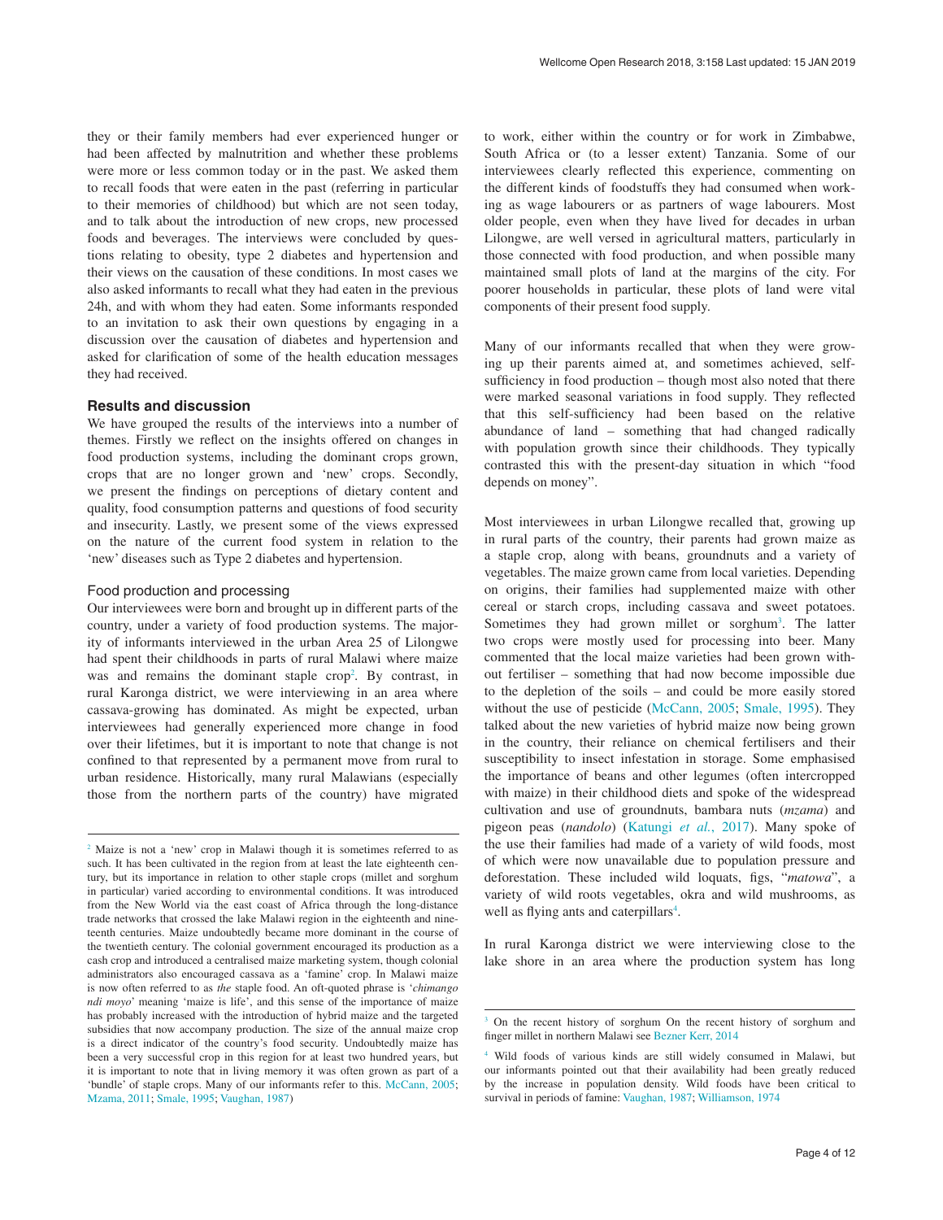they or their family members had ever experienced hunger or had been affected by malnutrition and whether these problems were more or less common today or in the past. We asked them to recall foods that were eaten in the past (referring in particular to their memories of childhood) but which are not seen today, and to talk about the introduction of new crops, new processed foods and beverages. The interviews were concluded by questions relating to obesity, type 2 diabetes and hypertension and their views on the causation of these conditions. In most cases we also asked informants to recall what they had eaten in the previous 24h, and with whom they had eaten. Some informants responded to an invitation to ask their own questions by engaging in a discussion over the causation of diabetes and hypertension and asked for clarification of some of the health education messages they had received.

## Results and discussion

We have grouped the results of the interviews into a number of themes. Firstly we reflect on the insights offered on changes in food production systems, including the dominant crops grown, crops that are no longer grown and 'new' crops. Secondly, we present the findings on perceptions of dietary content and quality, food consumption patterns and questions of food security and insecurity. Lastly, we present some of the views expressed on the nature of the current food system in relation to the 'new' diseases such as Type 2 diabetes and hypertension.

### Food production and processing

Our interviewees were born and brought up in different parts of the country, under a variety of food production systems. The majority of informants interviewed in the urban Area 25 of Lilongwe had spent their childhoods in parts of rural Malawi where maize was and remains the dominant staple crop[2]. By contrast, in rural Karonga district, we were interviewing in an area where cassava-growing has dominated. As might be expected, urban interviewees had generally experienced more change in food over their lifetimes, but it is important to note that change is not confined to that represented by a permanent move from rural to urban residence. Historically, many rural Malawians (especially those from the northern parts of the country) have migrated to work, either within the country or for work in Zimbabwe, South Africa or (to a lesser extent) Tanzania. Some of our interviewees clearly reflected this experience, commenting on the different kinds of foodstuffs they had consumed when working as wage labourers or as partners of wage labourers. Most older people, even when they have lived for decades in urban Lilongwe, are well versed in agricultural matters, particularly in those connected with food production, and when possible many maintained small plots of land at the margins of the city. For poorer households in particular, these plots of land were vital components of their present food supply.

Many of our informants recalled that when they were growing up their parents aimed at, and sometimes achieved, self-sufficiency in food production – though most also noted that there were marked seasonal variations in food supply. They reflected that this self-sufficiency had been based on the relative abundance of land – something that had changed radically with population growth since their childhoods. They typically contrasted this with the present-day situation in which "food depends on money".

Most interviewees in urban Lilongwe recalled that, growing up in rural parts of the country, their parents had grown maize as a staple crop, along with beans, groundnuts and a variety of vegetables. The maize grown came from local varieties. Depending on origins, their families had supplemented maize with other cereal or starch crops, including cassava and sweet potatoes. Sometimes they had grown millet or sorghum[3]. The latter two crops were mostly used for processing into beer. Many commented that the local maize varieties had been grown without fertiliser – something that had now become impossible due to the depletion of the soils – and could be more easily stored without the use of pesticide (McCann, 2005; Smale, 1995). They talked about the new varieties of hybrid maize now being grown in the country, their reliance on chemical fertilisers and their susceptibility to insect infestation in storage. Some emphasised the importance of beans and other legumes (often intercropped with maize) in their childhood diets and spoke of the widespread cultivation and use of groundnuts, bambara nuts (*mzama*) and pigeon peas (*nandolo*) (Katungi *et al.*, 2017). Many spoke of the use their families had made of a variety of wild foods, most of which were now unavailable due to population pressure and deforestation. These included wild loquats, figs, "*matowa*", a variety of wild roots vegetables, okra and wild mushrooms, as well as flying ants and caterpillars[4].

In rural Karonga district we were interviewing close to the lake shore in an area where the production system has long

---

[2] Maize is not a 'new' crop in Malawi though it is sometimes referred to as such. It has been cultivated in the region from at least the late eighteenth century, but its importance in relation to other staple crops (millet and sorghum in particular) varied according to environmental conditions. It was introduced from the New World via the east coast of Africa through the long-distance trade networks that crossed the lake Malawi region in the eighteenth and nineteenth centuries. Maize undoubtedly became more dominant in the course of the twentieth century. The colonial government encouraged its production as a cash crop and introduced a centralised maize marketing system, though colonial administrators also encouraged cassava as a 'famine' crop. In Malawi maize is now often referred to as *the* staple food. An oft-quoted phrase is '*chimango ndi moyo*' meaning 'maize is life', and this sense of the importance of maize has probably increased with the introduction of hybrid maize and the targeted subsidies that now accompany production. The size of the annual maize crop is a direct indicator of the country's food security. Undoubtedly maize has been a very successful crop in this region for at least two hundred years, but it is important to note that in living memory it was often grown as part of a 'bundle' of staple crops. Many of our informants refer to this. McCann, 2005; Mzama, 2011; Smale, 1995; Vaughan, 1987)

[3] On the recent history of sorghum On the recent history of sorghum and finger millet in northern Malawi see Bezner Kerr, 2014

[4] Wild foods of various kinds are still widely consumed in Malawi, but our informants pointed out that their availability had been greatly reduced by the increase in population density. Wild foods have been critical to survival in periods of famine: Vaughan, 1987; Williamson, 1974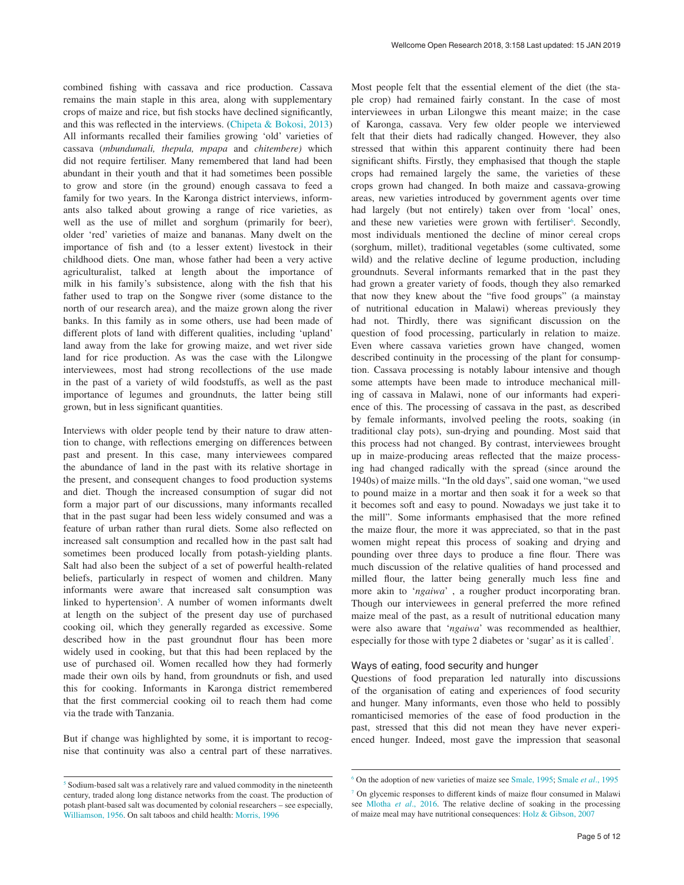combined fishing with cassava and rice production. Cassava remains the main staple in this area, along with supplementary crops of maize and rice, but fish stocks have declined significantly, and this was reflected in the interviews. (Chipeta & Bokosi, 2013) All informants recalled their families growing 'old' varieties of cassava (*mbundumali, thepula, mpapa* and *chitembere)* which did not require fertiliser. Many remembered that land had been abundant in their youth and that it had sometimes been possible to grow and store (in the ground) enough cassava to feed a family for two years. In the Karonga district interviews, informants also talked about growing a range of rice varieties, as well as the use of millet and sorghum (primarily for beer), older 'red' varieties of maize and bananas. Many dwelt on the importance of fish and (to a lesser extent) livestock in their childhood diets. One man, whose father had been a very active agriculturalist, talked at length about the importance of milk in his family's subsistence, along with the fish that his father used to trap on the Songwe river (some distance to the north of our research area), and the maize grown along the river banks. In this family as in some others, use had been made of different plots of land with different qualities, including 'upland' land away from the lake for growing maize, and wet river side land for rice production. As was the case with the Lilongwe interviewees, most had strong recollections of the use made in the past of a variety of wild foodstuffs, as well as the past importance of legumes and groundnuts, the latter being still grown, but in less significant quantities.

Interviews with older people tend by their nature to draw attention to change, with reflections emerging on differences between past and present. In this case, many interviewees compared the abundance of land in the past with its relative shortage in the present, and consequent changes to food production systems and diet. Though the increased consumption of sugar did not form a major part of our discussions, many informants recalled that in the past sugar had been less widely consumed and was a feature of urban rather than rural diets. Some also reflected on increased salt consumption and recalled how in the past salt had sometimes been produced locally from potash-yielding plants. Salt had also been the subject of a set of powerful health-related beliefs, particularly in respect of women and children. Many informants were aware that increased salt consumption was linked to hypertension[5]. A number of women informants dwelt at length on the subject of the present day use of purchased cooking oil, which they generally regarded as excessive. Some described how in the past groundnut flour has been more widely used in cooking, but that this had been replaced by the use of purchased oil. Women recalled how they had formerly made their own oils by hand, from groundnuts or fish, and used this for cooking. Informants in Karonga district remembered that the first commercial cooking oil to reach them had come via the trade with Tanzania.

But if change was highlighted by some, it is important to recognise that continuity was also a central part of these narratives. Most people felt that the essential element of the diet (the staple crop) had remained fairly constant. In the case of most interviewees in urban Lilongwe this meant maize; in the case of Karonga, cassava. Very few older people we interviewed felt that their diets had radically changed. However, they also stressed that within this apparent continuity there had been significant shifts. Firstly, they emphasised that though the staple crops had remained largely the same, the varieties of these crops grown had changed. In both maize and cassava-growing areas, new varieties introduced by government agents over time had largely (but not entirely) taken over from 'local' ones, and these new varieties were grown with fertiliser[6]. Secondly, most individuals mentioned the decline of minor cereal crops (sorghum, millet), traditional vegetables (some cultivated, some wild) and the relative decline of legume production, including groundnuts. Several informants remarked that in the past they had grown a greater variety of foods, though they also remarked that now they knew about the "five food groups" (a mainstay of nutritional education in Malawi) whereas previously they had not. Thirdly, there was significant discussion on the question of food processing, particularly in relation to maize. Even where cassava varieties grown have changed, women described continuity in the processing of the plant for consumption. Cassava processing is notably labour intensive and though some attempts have been made to introduce mechanical milling of cassava in Malawi, none of our informants had experience of this. The processing of cassava in the past, as described by female informants, involved peeling the roots, soaking (in traditional clay pots), sun-drying and pounding. Most said that this process had not changed. By contrast, interviewees brought up in maize-producing areas reflected that the maize processing had changed radically with the spread (since around the 1940s) of maize mills. "In the old days", said one woman, "we used to pound maize in a mortar and then soak it for a week so that it becomes soft and easy to pound. Nowadays we just take it to the mill". Some informants emphasised that the more refined the maize flour, the more it was appreciated, so that in the past women might repeat this process of soaking and drying and pounding over three days to produce a fine flour. There was much discussion of the relative qualities of hand processed and milled flour, the latter being generally much less fine and more akin to '*ngaiwa*' , a rougher product incorporating bran. Though our interviewees in general preferred the more refined maize meal of the past, as a result of nutritional education many were also aware that '*ngaiwa*' was recommended as healthier, especially for those with type 2 diabetes or 'sugar' as it is called[7].

## Ways of eating, food security and hunger

Questions of food preparation led naturally into discussions of the organisation of eating and experiences of food security and hunger. Many informants, even those who held to possibly romanticised memories of the ease of food production in the past, stressed that this did not mean they have never experienced hunger. Indeed, most gave the impression that seasonal

---

[5] Sodium-based salt was a relatively rare and valued commodity in the nineteenth century, traded along long distance networks from the coast. The production of potash plant-based salt was documented by colonial researchers – see especially, Williamson, 1956. On salt taboos and child health: Morris, 1996

[6] On the adoption of new varieties of maize see Smale, 1995; Smale *et al*., 1995

[7] On glycemic responses to different kinds of maize flour consumed in Malawi see Mlotha *et al*., 2016. The relative decline of soaking in the processing of maize meal may have nutritional consequences: Holz & Gibson, 2007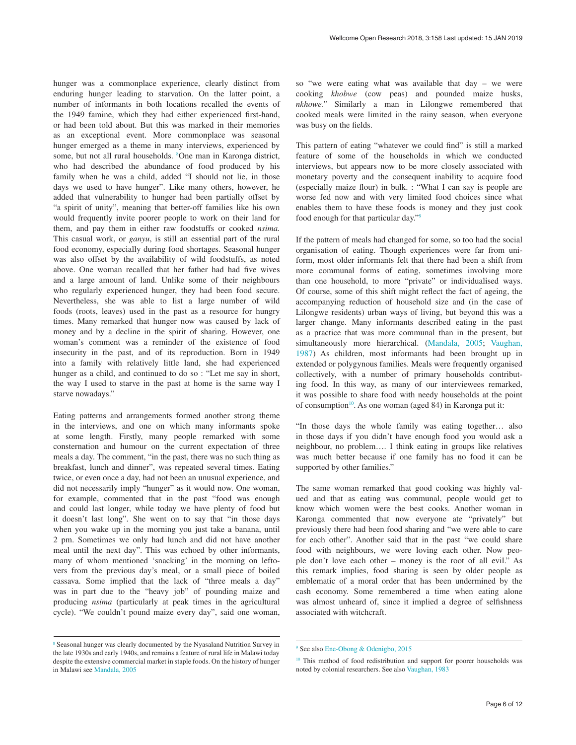hunger was a commonplace experience, clearly distinct from enduring hunger leading to starvation. On the latter point, a number of informants in both locations recalled the events of the 1949 famine, which they had either experienced first-hand, or had been told about. But this was marked in their memories as an exceptional event. More commonplace was seasonal hunger emerged as a theme in many interviews, experienced by some, but not all rural households. [8]One man in Karonga district, who had described the abundance of food produced by his family when he was a child, added "I should not lie, in those days we used to have hunger". Like many others, however, he added that vulnerability to hunger had been partially offset by "a spirit of unity", meaning that better-off families like his own would frequently invite poorer people to work on their land for them, and pay them in either raw foodstuffs or cooked *nsima.* This casual work, or *ganyu*, is still an essential part of the rural food economy, especially during food shortages. Seasonal hunger was also offset by the availability of wild foodstuffs, as noted above. One woman recalled that her father had had five wives and a large amount of land. Unlike some of their neighbours who regularly experienced hunger, they had been food secure. Nevertheless, she was able to list a large number of wild foods (roots, leaves) used in the past as a resource for hungry times. Many remarked that hunger now was caused by lack of money and by a decline in the spirit of sharing. However, one woman's comment was a reminder of the existence of food insecurity in the past, and of its reproduction. Born in 1949 into a family with relatively little land, she had experienced hunger as a child, and continued to do so : "Let me say in short, the way I used to starve in the past at home is the same way I starve nowadays."

Eating patterns and arrangements formed another strong theme in the interviews, and one on which many informants spoke at some length. Firstly, many people remarked with some consternation and humour on the current expectation of three meals a day. The comment, "in the past, there was no such thing as breakfast, lunch and dinner", was repeated several times. Eating twice, or even once a day, had not been an unusual experience, and did not necessarily imply "hunger" as it would now. One woman, for example, commented that in the past "food was enough and could last longer, while today we have plenty of food but it doesn't last long". She went on to say that "in those days when you wake up in the morning you just take a banana, until 2 pm. Sometimes we only had lunch and did not have another meal until the next day". This was echoed by other informants, many of whom mentioned 'snacking' in the morning on leftovers from the previous day's meal, or a small piece of boiled cassava. Some implied that the lack of "three meals a day" was in part due to the "heavy job" of pounding maize and producing *nsima* (particularly at peak times in the agricultural cycle). "We couldn't pound maize every day", said one woman, so "we were eating what was available that day – we were cooking *khobwe* (cow peas) and pounded maize husks, *nkhowe."* Similarly a man in Lilongwe remembered that cooked meals were limited in the rainy season, when everyone was busy on the fields.

This pattern of eating "whatever we could find" is still a marked feature of some of the households in which we conducted interviews, but appears now to be more closely associated with monetary poverty and the consequent inability to acquire food (especially maize flour) in bulk. : "What I can say is people are worse fed now and with very limited food choices since what enables them to have these foods is money and they just cook food enough for that particular day."[9]

If the pattern of meals had changed for some, so too had the social organisation of eating. Though experiences were far from uniform, most older informants felt that there had been a shift from more communal forms of eating, sometimes involving more than one household, to more "private" or individualised ways. Of course, some of this shift might reflect the fact of ageing, the accompanying reduction of household size and (in the case of Lilongwe residents) urban ways of living, but beyond this was a larger change. Many informants described eating in the past as a practice that was more communal than in the present, but simultaneously more hierarchical. (Mandala, 2005; Vaughan, 1987) As children, most informants had been brought up in extended or polygynous families. Meals were frequently organised collectively, with a number of primary households contributing food. In this way, as many of our interviewees remarked, it was possible to share food with needy households at the point of consumption[10]. As one woman (aged 84) in Karonga put it:

"In those days the whole family was eating together… also in those days if you didn't have enough food you would ask a neighbour, no problem…. I think eating in groups like relatives was much better because if one family has no food it can be supported by other families."

The same woman remarked that good cooking was highly valued and that as eating was communal, people would get to know which women were the best cooks. Another woman in Karonga commented that now everyone ate "privately" but previously there had been food sharing and "we were able to care for each other". Another said that in the past "we could share food with neighbours, we were loving each other. Now people don't love each other – money is the root of all evil." As this remark implies, food sharing is seen by older people as emblematic of a moral order that has been undermined by the cash economy. Some remembered a time when eating alone was almost unheard of, since it implied a degree of selfishness associated with witchcraft.

[8] Seasonal hunger was clearly documented by the Nyasaland Nutrition Survey in the late 1930s and early 1940s, and remains a feature of rural life in Malawi today despite the extensive commercial market in staple foods. On the history of hunger in Malawi see Mandala, 2005

[9] See also Ene-Obong & Odenigbo, 2015

[10] This method of food redistribution and support for poorer households was noted by colonial researchers. See also Vaughan, 1983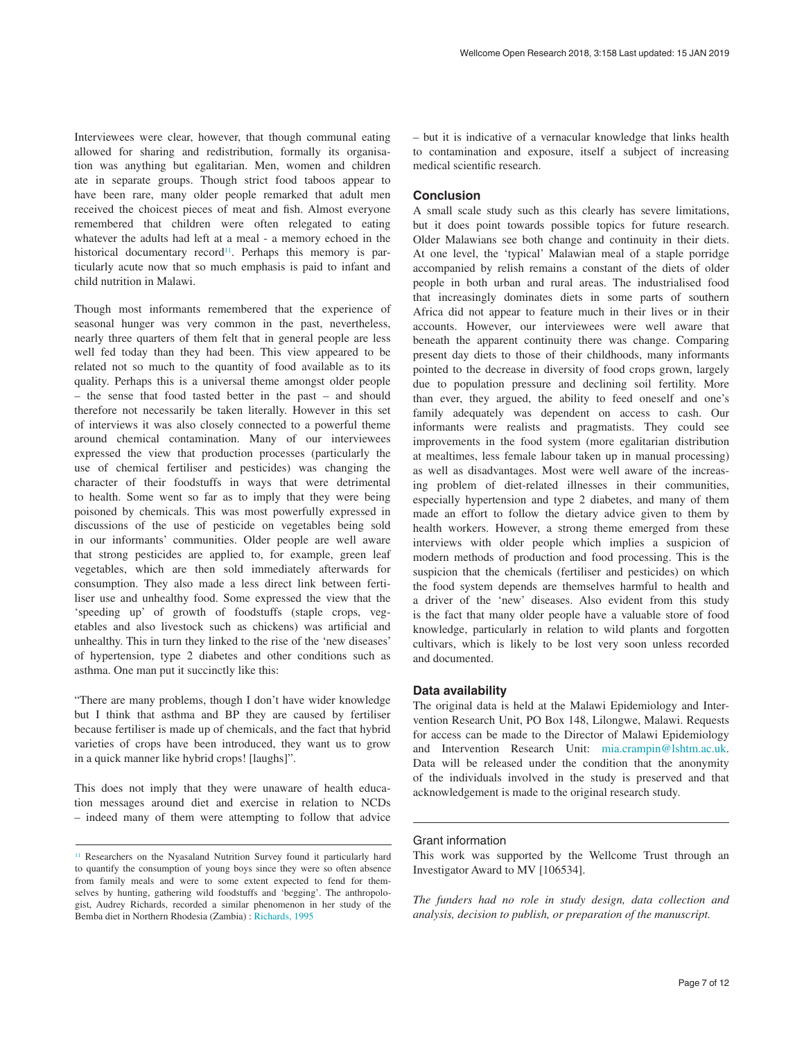Interviewees were clear, however, that though communal eating allowed for sharing and redistribution, formally its organisation was anything but egalitarian. Men, women and children ate in separate groups. Though strict food taboos appear to have been rare, many older people remarked that adult men received the choicest pieces of meat and fish. Almost everyone remembered that children were often relegated to eating whatever the adults had left at a meal - a memory echoed in the historical documentary record[11]. Perhaps this memory is particularly acute now that so much emphasis is paid to infant and child nutrition in Malawi.

Though most informants remembered that the experience of seasonal hunger was very common in the past, nevertheless, nearly three quarters of them felt that in general people are less well fed today than they had been. This view appeared to be related not so much to the quantity of food available as to its quality. Perhaps this is a universal theme amongst older people – the sense that food tasted better in the past – and should therefore not necessarily be taken literally. However in this set of interviews it was also closely connected to a powerful theme around chemical contamination. Many of our interviewees expressed the view that production processes (particularly the use of chemical fertiliser and pesticides) was changing the character of their foodstuffs in ways that were detrimental to health. Some went so far as to imply that they were being poisoned by chemicals. This was most powerfully expressed in discussions of the use of pesticide on vegetables being sold in our informants' communities. Older people are well aware that strong pesticides are applied to, for example, green leaf vegetables, which are then sold immediately afterwards for consumption. They also made a less direct link between fertiliser use and unhealthy food. Some expressed the view that the 'speeding up' of growth of foodstuffs (staple crops, vegetables and also livestock such as chickens) was artificial and unhealthy. This in turn they linked to the rise of the 'new diseases' of hypertension, type 2 diabetes and other conditions such as asthma. One man put it succinctly like this:

"There are many problems, though I don't have wider knowledge but I think that asthma and BP they are caused by fertiliser because fertiliser is made up of chemicals, and the fact that hybrid varieties of crops have been introduced, they want us to grow in a quick manner like hybrid crops! [laughs]".

This does not imply that they were unaware of health education messages around diet and exercise in relation to NCDs – indeed many of them were attempting to follow that advice – but it is indicative of a vernacular knowledge that links health to contamination and exposure, itself a subject of increasing medical scientific research.

## Conclusion

A small scale study such as this clearly has severe limitations, but it does point towards possible topics for future research. Older Malawians see both change and continuity in their diets. At one level, the 'typical' Malawian meal of a staple porridge accompanied by relish remains a constant of the diets of older people in both urban and rural areas. The industrialised food that increasingly dominates diets in some parts of southern Africa did not appear to feature much in their lives or in their accounts. However, our interviewees were well aware that beneath the apparent continuity there was change. Comparing present day diets to those of their childhoods, many informants pointed to the decrease in diversity of food crops grown, largely due to population pressure and declining soil fertility. More than ever, they argued, the ability to feed oneself and one's family adequately was dependent on access to cash. Our informants were realists and pragmatists. They could see improvements in the food system (more egalitarian distribution at mealtimes, less female labour taken up in manual processing) as well as disadvantages. Most were well aware of the increasing problem of diet-related illnesses in their communities, especially hypertension and type 2 diabetes, and many of them made an effort to follow the dietary advice given to them by health workers. However, a strong theme emerged from these interviews with older people which implies a suspicion of modern methods of production and food processing. This is the suspicion that the chemicals (fertiliser and pesticides) on which the food system depends are themselves harmful to health and a driver of the 'new' diseases. Also evident from this study is the fact that many older people have a valuable store of food knowledge, particularly in relation to wild plants and forgotten cultivars, which is likely to be lost very soon unless recorded and documented.

## Data availability

The original data is held at the Malawi Epidemiology and Intervention Research Unit, PO Box 148, Lilongwe, Malawi. Requests for access can be made to the Director of Malawi Epidemiology and Intervention Research Unit: mia.crampin@lshtm.ac.uk. Data will be released under the condition that the anonymity of the individuals involved in the study is preserved and that acknowledgement is made to the original research study.

## Grant information

This work was supported by the Wellcome Trust through an Investigator Award to MV [106534].

*The funders had no role in study design, data collection and analysis, decision to publish, or preparation of the manuscript.*

[11] Researchers on the Nyasaland Nutrition Survey found it particularly hard to quantify the consumption of young boys since they were so often absence from family meals and were to some extent expected to fend for themselves by hunting, gathering wild foodstuffs and 'begging'. The anthropologist, Audrey Richards, recorded a similar phenomenon in her study of the Bemba diet in Northern Rhodesia (Zambia) : Richards, 1995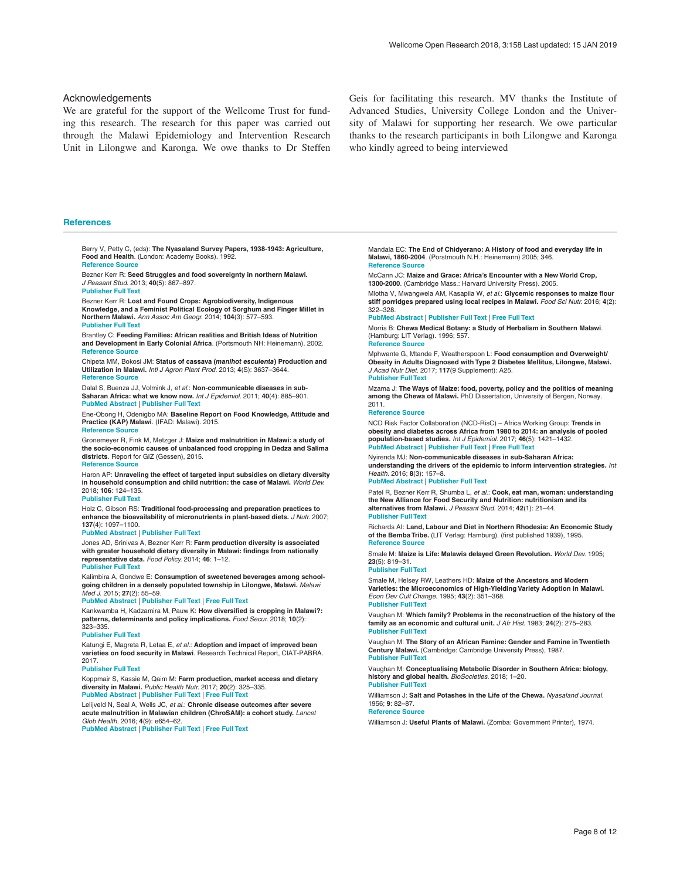## Acknowledgements

We are grateful for the support of the Wellcome Trust for funding this research. The research for this paper was carried out through the Malawi Epidemiology and Intervention Research Unit in Lilongwe and Karonga. We owe thanks to Dr Steffen Geis for facilitating this research. MV thanks the Institute of Advanced Studies, University College London and the University of Malawi for supporting her research. We owe particular thanks to the research participants in both Lilongwe and Karonga who kindly agreed to being interviewed

## References

Berry V, Petty C, (eds): **The Nyasaland Survey Papers, 1938-1943: Agriculture, Food and Health**. (London: Academy Books). 1992.
Reference Source

Bezner Kerr R: **Seed Struggles and food sovereignty in northern Malawi.** *J Peasant Stud.* 2013; **40**(5): 867–897.
Publisher Full Text

Bezner Kerr R: **Lost and Found Crops: Agrobiodiversity, Indigenous Knowledge, and a Feminist Political Ecology of Sorghum and Finger Millet in Northern Malawi.** *Ann Assoc Am Geogr.* 2014; **104**(3): 577–593.
Publisher Full Text

Brantley C: **Feeding Families: African realities and British Ideas of Nutrition and Development in Early Colonial Africa**. (Portsmouth NH: Heinemann). 2002.
Reference Source

Chipeta MM, Bokosi JM: **Status of cassava (*manihot esculenta*) Production and Utilization in Malawi.** *Intl J Agron Plant Prod.* 2013; **4**(S): 3637–3644.
Reference Source

Dalal S, Buenza JJ, Volmink J, *et al.*: **Non-communicable diseases in sub-Saharan Africa: what we know now.** *Int J Epidemiol.* 2011; **40**(4): 885–901.
PubMed Abstract | Publisher Full Text

Ene-Obong H, Odenigbo MA: **Baseline Report on Food Knowledge, Attitude and Practice (KAP) Malawi**. (IFAD: Malawi). 2015.
Reference Source

Gronemeyer R, Fink M, Metzger J: **Maize and malnutrition in Malawi: a study of the socio-economic causes of unbalanced food cropping in Dedza and Salima districts**. Report for GIZ (Gessen), 2015.
Reference Source

Haron AP: **Unraveling the effect of targeted input subsidies on dietary diversity in household consumption and child nutrition: the case of Malawi.** *World Dev.* 2018; **106**: 124–135.
Publisher Full Text

Holz C, Gibson RS: **Traditional food-processing and preparation practices to enhance the bioavailability of micronutrients in plant-based diets.** *J Nutr.* 2007; **137**(4): 1097–1100.
PubMed Abstract | Publisher Full Text

Jones AD, Srinivas A, Bezner Kerr R: **Farm production diversity is associated with greater household dietary diversity in Malawi: findings from nationally representative data.** *Food Policy.* 2014; **46**: 1–12.
Publisher Full Text

Kalimbira A, Gondwe E: **Consumption of sweetened beverages among school-going children in a densely populated township in Lilongwe, Malawi.** *Malawi Med J.* 2015; **27**(2): 55–59.
PubMed Abstract | Publisher Full Text | Free Full Text

Kankwamba H, Kadzamira M, Pauw K: **How diversified is cropping in Malawi?: patterns, determinants and policy implications.** *Food Secur.* 2018; **10**(2): 323–335.
Publisher Full Text

Katungi E, Magreta R, Letaa E, *et al.*: **Adoption and impact of improved bean varieties on food security in Malawi**. Research Technical Report, CIAT-PABRA. 2017.
Publisher Full Text

Koppmair S, Kassie M, Qaim M: **Farm production, market access and dietary diversity in Malawi.** *Public Health Nutr.* 2017; **20**(2): 325–335.
PubMed Abstract | Publisher Full Text | Free Full Text

Lelijveld N, Seal A, Wells JC, *et al.*: **Chronic disease outcomes after severe acute malnutrition in Malawian children (ChroSAM): a cohort study.** *Lancet Glob Health.* 2016; **4**(9): e654–62.
PubMed Abstract | Publisher Full Text | Free Full Text

Mandala EC: **The End of Chidyerano: A History of food and everyday life in Malawi, 1860-2004**. (Prostmouth N.H.: Heinemann) 2005; 346.
Reference Source

McCann JC: **Maize and Grace: Africa's Encounter with a New World Crop, 1300-2000**. (Cambridge Mass.: Harvard University Press). 2005.

Mlotha V, Mwangwela AM, Kasapila W, *et al.*: **Glycemic responses to maize flour stiff porridges prepared using local recipes in Malawi.** *Food Sci Nutr.* 2016; **4**(2): 322–328.
PubMed Abstract | Publisher Full Text | Free Full Text

Morris B: **Chewa Medical Botany: a Study of Herbalism in Southern Malawi**. (Hamburg: LIT Verlag). 1996; 557.
Reference Source

Mphwante G, Mtande F, Weatherspoon L: **Food consumption and Overweight/Obesity in Adults Diagnosed with Type 2 Diabetes Mellitus, Lilongwe, Malawi.** *J Acad Nutr Diet.* 2017; **117**(9 Supplement): A25.
Publisher Full Text

Mzama J: **The Ways of Maize: food, poverty, policy and the politics of meaning among the Chewa of Malawi.** PhD Dissertation, University of Bergen, Norway. 2011.
Reference Source

NCD Risk Factor Collaboration (NCD-RisC) – Africa Working Group: **Trends in obesity and diabetes across Africa from 1980 to 2014: an analysis of pooled population-based studies.** *Int J Epidemiol.* 2017; **46**(5): 1421–1432.
PubMed Abstract | Publisher Full Text | Free Full Text

Nyirenda MJ: **Non-communicable diseases in sub-Saharan Africa: understanding the drivers of the epidemic to inform intervention strategies.** *Int Health.* 2016; **8**(3): 157–8.
PubMed Abstract | Publisher Full Text

Patel R, Bezner Kerr R, Shumba L, *et al.*: **Cook, eat man, woman: understanding the New Alliance for Food Security and Nutrition: nutritionism and its alternatives from Malawi.** *J Peasant Stud.* 2014; **42**(1): 21–44.
Publisher Full Text

Richards AI: **Land, Labour and Diet in Northern Rhodesia: An Economic Study of the Bemba Tribe.** (LIT Verlag: Hamburg). (first published 1939), 1995.
Reference Source

Smale M: **Maize is Life: Malawis delayed Green Revolution.** *World Dev.* 1995; **23**(5): 819–31.
Publisher Full Text

Smale M, Helsey RW, Leathers HD: **Maize of the Ancestors and Modern Varieties: the Microeconomics of High-Yielding Variety Adoption in Malawi.** *Econ Dev Cult Change.* 1995; **43**(2): 351–368.
Publisher Full Text

Vaughan M: **Which family? Problems in the reconstruction of the history of the family as an economic and cultural unit.** *J Afr Hist.* 1983; **24**(2): 275–283.
Publisher Full Text

Vaughan M: **The Story of an African Famine: Gender and Famine in Twentieth Century Malawi.** (Cambridge: Cambridge University Press), 1987.
Publisher Full Text

Vaughan M: **Conceptualising Metabolic Disorder in Southern Africa: biology, history and global health.** *BioSocieties.* 2018; 1–20.
Publisher Full Text

Williamson J: **Salt and Potashes in the Life of the Chewa.** *Nyasaland Journal.* 1956; **9**: 82–87.
Reference Source

Williamson J: **Useful Plants of Malawi.** (Zomba: Government Printer), 1974.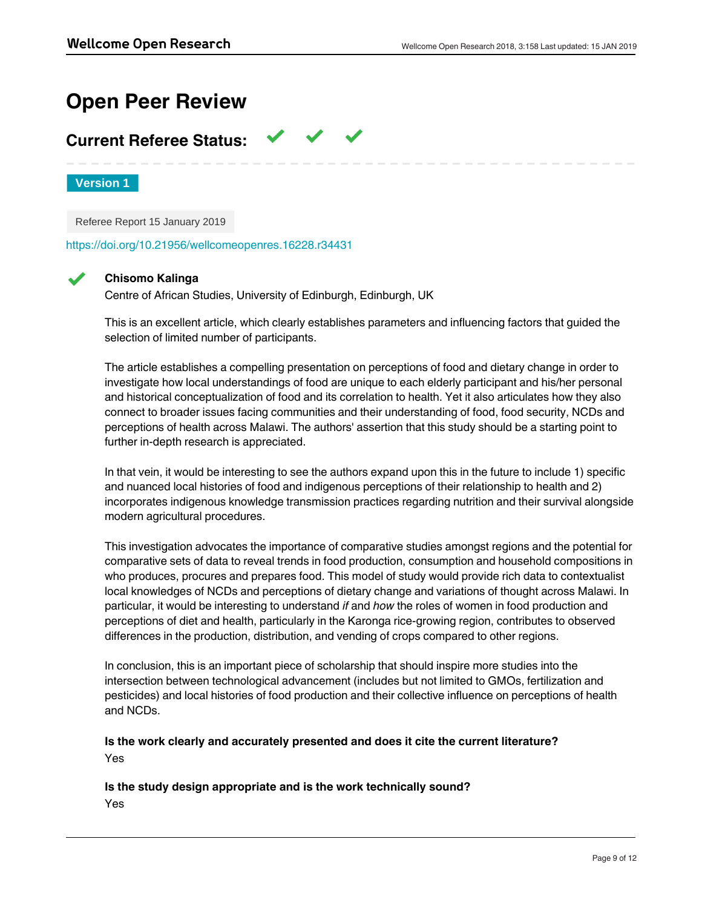# Open Peer Review

## Current Referee Status: ✔ ✔ ✔

**Version 1**

Referee Report 15 January 2019

https://doi.org/10.21956/wellcomeopenres.16228.r34431

✔ **Chisomo Kalinga**

Centre of African Studies, University of Edinburgh, Edinburgh, UK

This is an excellent article, which clearly establishes parameters and influencing factors that guided the selection of limited number of participants.

The article establishes a compelling presentation on perceptions of food and dietary change in order to investigate how local understandings of food are unique to each elderly participant and his/her personal and historical conceptualization of food and its correlation to health. Yet it also articulates how they also connect to broader issues facing communities and their understanding of food, food security, NCDs and perceptions of health across Malawi. The authors' assertion that this study should be a starting point to further in-depth research is appreciated.

In that vein, it would be interesting to see the authors expand upon this in the future to include 1) specific and nuanced local histories of food and indigenous perceptions of their relationship to health and 2) incorporates indigenous knowledge transmission practices regarding nutrition and their survival alongside modern agricultural procedures.

This investigation advocates the importance of comparative studies amongst regions and the potential for comparative sets of data to reveal trends in food production, consumption and household compositions in who produces, procures and prepares food. This model of study would provide rich data to contextualist local knowledges of NCDs and perceptions of dietary change and variations of thought across Malawi. In particular, it would be interesting to understand *if* and *how* the roles of women in food production and perceptions of diet and health, particularly in the Karonga rice-growing region, contributes to observed differences in the production, distribution, and vending of crops compared to other regions.

In conclusion, this is an important piece of scholarship that should inspire more studies into the intersection between technological advancement (includes but not limited to GMOs, fertilization and pesticides) and local histories of food production and their collective influence on perceptions of health and NCDs.

**Is the work clearly and accurately presented and does it cite the current literature?**

Yes

**Is the study design appropriate and is the work technically sound?**

Yes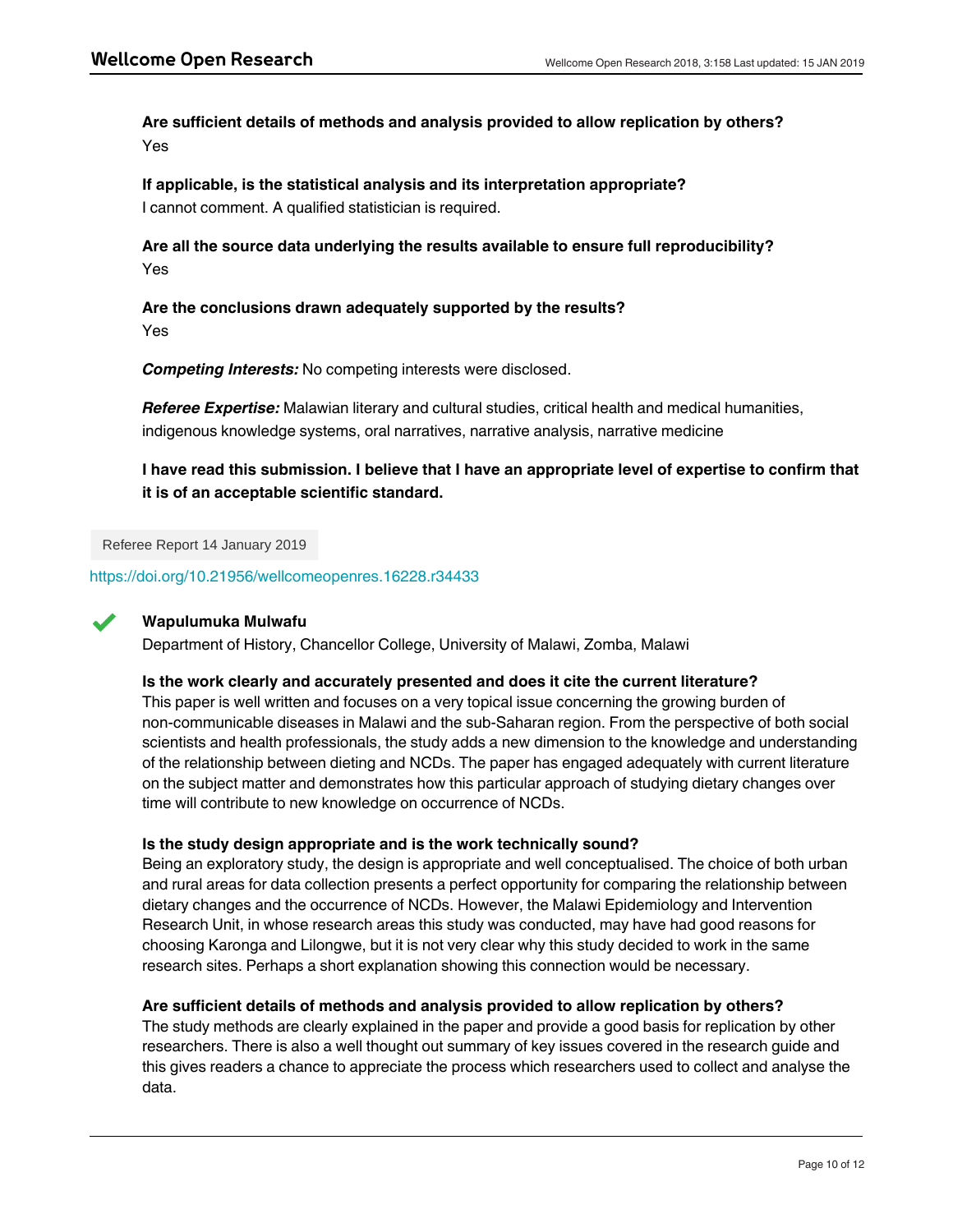**Are sufficient details of methods and analysis provided to allow replication by others?**

Yes

**If applicable, is the statistical analysis and its interpretation appropriate?**

I cannot comment. A qualified statistician is required.

**Are all the source data underlying the results available to ensure full reproducibility?**

Yes

**Are the conclusions drawn adequately supported by the results?**

Yes

***Competing Interests:*** No competing interests were disclosed.

***Referee Expertise:*** Malawian literary and cultural studies, critical health and medical humanities, indigenous knowledge systems, oral narratives, narrative analysis, narrative medicine

**I have read this submission. I believe that I have an appropriate level of expertise to confirm that it is of an acceptable scientific standard.**

Referee Report 14 January 2019

https://doi.org/10.21956/wellcomeopenres.16228.r34433

**Wapulumuka Mulwafu**

Department of History, Chancellor College, University of Malawi, Zomba, Malawi

**Is the work clearly and accurately presented and does it cite the current literature?**

This paper is well written and focuses on a very topical issue concerning the growing burden of non-communicable diseases in Malawi and the sub-Saharan region. From the perspective of both social scientists and health professionals, the study adds a new dimension to the knowledge and understanding of the relationship between dieting and NCDs. The paper has engaged adequately with current literature on the subject matter and demonstrates how this particular approach of studying dietary changes over time will contribute to new knowledge on occurrence of NCDs.

**Is the study design appropriate and is the work technically sound?**

Being an exploratory study, the design is appropriate and well conceptualised. The choice of both urban and rural areas for data collection presents a perfect opportunity for comparing the relationship between dietary changes and the occurrence of NCDs. However, the Malawi Epidemiology and Intervention Research Unit, in whose research areas this study was conducted, may have had good reasons for choosing Karonga and Lilongwe, but it is not very clear why this study decided to work in the same research sites. Perhaps a short explanation showing this connection would be necessary.

**Are sufficient details of methods and analysis provided to allow replication by others?**

The study methods are clearly explained in the paper and provide a good basis for replication by other researchers. There is also a well thought out summary of key issues covered in the research guide and this gives readers a chance to appreciate the process which researchers used to collect and analyse the data.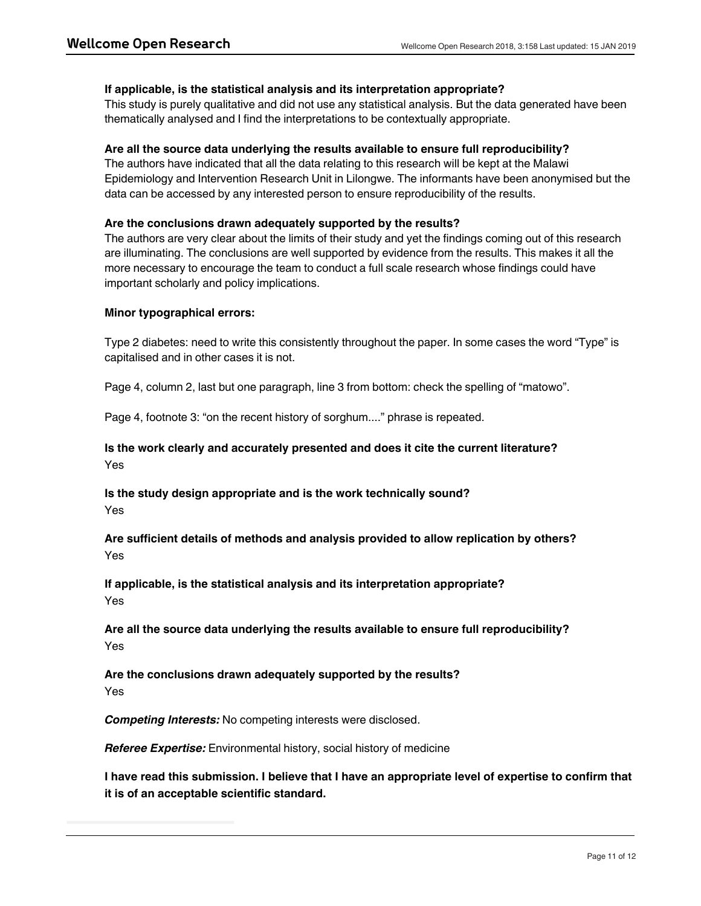**If applicable, is the statistical analysis and its interpretation appropriate?**
This study is purely qualitative and did not use any statistical analysis. But the data generated have been thematically analysed and I find the interpretations to be contextually appropriate.

**Are all the source data underlying the results available to ensure full reproducibility?**
The authors have indicated that all the data relating to this research will be kept at the Malawi Epidemiology and Intervention Research Unit in Lilongwe. The informants have been anonymised but the data can be accessed by any interested person to ensure reproducibility of the results.

**Are the conclusions drawn adequately supported by the results?**
The authors are very clear about the limits of their study and yet the findings coming out of this research are illuminating. The conclusions are well supported by evidence from the results. This makes it all the more necessary to encourage the team to conduct a full scale research whose findings could have important scholarly and policy implications.

**Minor typographical errors:**

Type 2 diabetes: need to write this consistently throughout the paper. In some cases the word "Type" is capitalised and in other cases it is not.

Page 4, column 2, last but one paragraph, line 3 from bottom: check the spelling of "matowo".

Page 4, footnote 3: "on the recent history of sorghum...." phrase is repeated.

**Is the work clearly and accurately presented and does it cite the current literature?**
Yes

**Is the study design appropriate and is the work technically sound?**
Yes

**Are sufficient details of methods and analysis provided to allow replication by others?**
Yes

**If applicable, is the statistical analysis and its interpretation appropriate?**
Yes

**Are all the source data underlying the results available to ensure full reproducibility?**
Yes

**Are the conclusions drawn adequately supported by the results?**
Yes

***Competing Interests:*** No competing interests were disclosed.

***Referee Expertise:*** Environmental history, social history of medicine

**I have read this submission. I believe that I have an appropriate level of expertise to confirm that it is of an acceptable scientific standard.**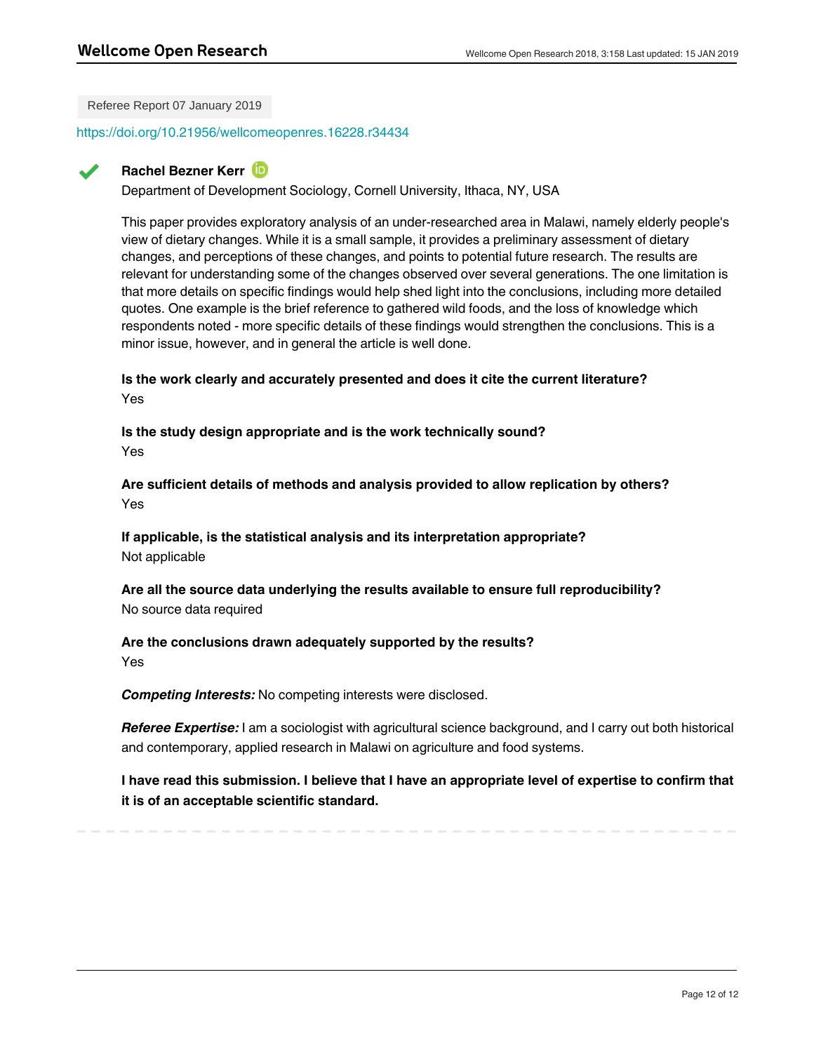Referee Report 07 January 2019

https://doi.org/10.21956/wellcomeopenres.16228.r34434

**Rachel Bezner Kerr**

Department of Development Sociology, Cornell University, Ithaca, NY, USA

This paper provides exploratory analysis of an under-researched area in Malawi, namely elderly people's view of dietary changes. While it is a small sample, it provides a preliminary assessment of dietary changes, and perceptions of these changes, and points to potential future research. The results are relevant for understanding some of the changes observed over several generations. The one limitation is that more details on specific findings would help shed light into the conclusions, including more detailed quotes. One example is the brief reference to gathered wild foods, and the loss of knowledge which respondents noted - more specific details of these findings would strengthen the conclusions. This is a minor issue, however, and in general the article is well done.

**Is the work clearly and accurately presented and does it cite the current literature?**

Yes

**Is the study design appropriate and is the work technically sound?**

Yes

**Are sufficient details of methods and analysis provided to allow replication by others?**

Yes

**If applicable, is the statistical analysis and its interpretation appropriate?**

Not applicable

**Are all the source data underlying the results available to ensure full reproducibility?**

No source data required

**Are the conclusions drawn adequately supported by the results?**

Yes

***Competing Interests:*** No competing interests were disclosed.

***Referee Expertise:*** I am a sociologist with agricultural science background, and I carry out both historical and contemporary, applied research in Malawi on agriculture and food systems.

**I have read this submission. I believe that I have an appropriate level of expertise to confirm that it is of an acceptable scientific standard.**